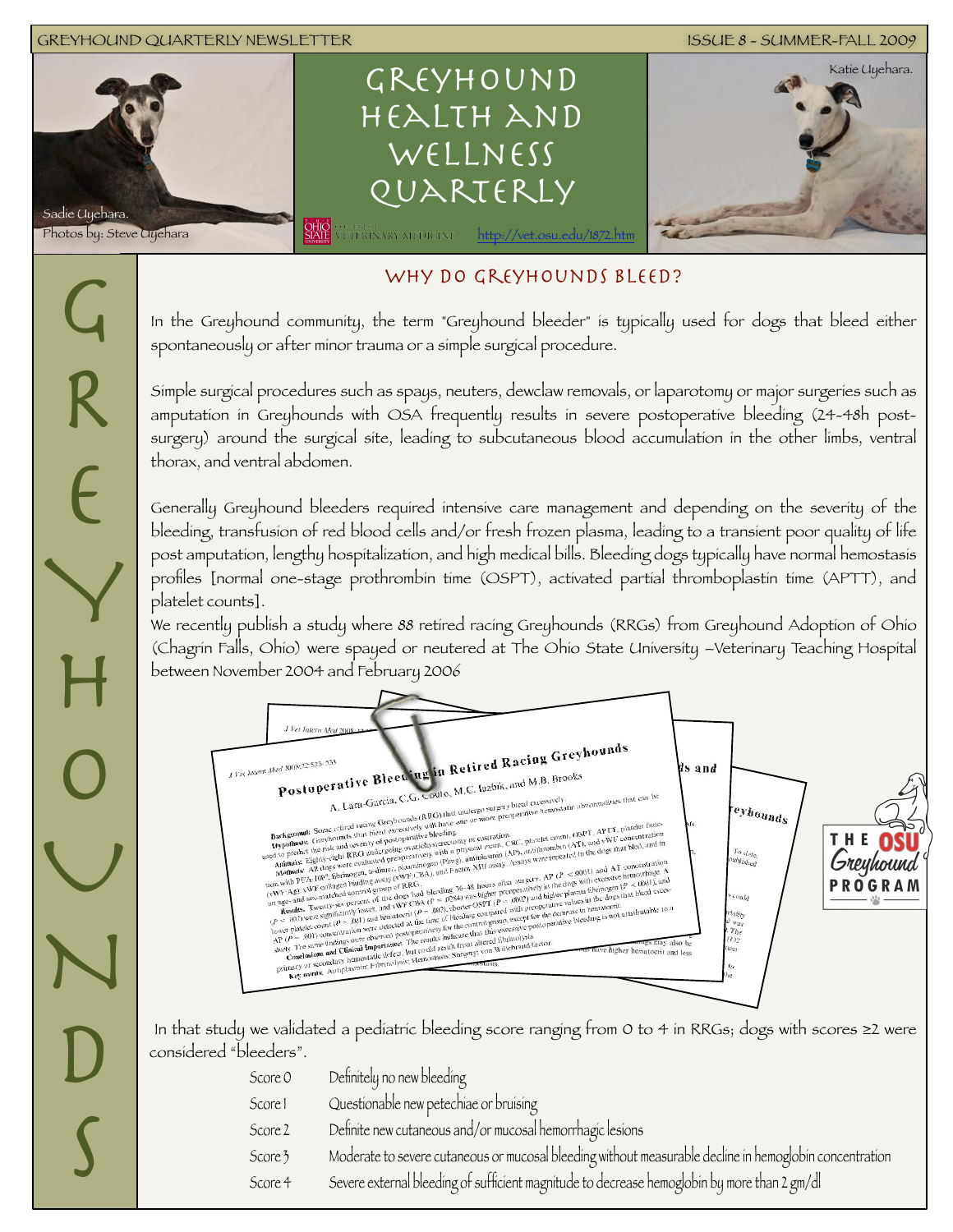# Greyhound Health and Wellness Quarterly

Sadie Uyehara.
Photos by: Steve Uyehara

Katie Uyehara.

http://vet.osu.edu/1872.htm

## Why do Greyhounds bleed?

In the Greyhound community, the term "Greyhound bleeder" is typically used for dogs that bleed either spontaneously or after minor trauma or a simple surgical procedure.

Simple surgical procedures such as spays, neuters, dewclaw removals, or laparotomy or major surgeries such as amputation in Greyhounds with OSA frequently results in severe postoperative bleeding (24-48h post-surgery) around the surgical site, leading to subcutaneous blood accumulation in the other limbs, ventral thorax, and ventral abdomen.

Generally Greyhound bleeders required intensive care management and depending on the severity of the bleeding, transfusion of red blood cells and/or fresh frozen plasma, leading to a transient poor quality of life post amputation, lengthy hospitalization, and high medical bills. Bleeding dogs typically have normal hemostasis profiles [normal one-stage prothrombin time (OSPT), activated partial thromboplastin time (APTT), and platelet counts].

We recently publish a study where 88 retired racing Greyhounds (RRGs) from Greyhound Adoption of Ohio (Chagrin Falls, Ohio) were spayed or neutered at The Ohio State University –Veterinary Teaching Hospital between November 2004 and February 2006

In that study we validated a pediatric bleeding score ranging from 0 to 4 in RRGs; dogs with scores ≥2 were considered "bleeders".

| Score | Description |
|---|---|
| Score 0 | Definitely no new bleeding |
| Score 1 | Questionable new petechiae or bruising |
| Score 2 | Definite new cutaneous and/or mucosal hemorrhagic lesions |
| Score 3 | Moderate to severe cutaneous or mucosal bleeding without measurable decline in hemoglobin concentration |
| Score 4 | Severe external bleeding of sufficient magnitude to decrease hemoglobin by more than 2 gm/dl |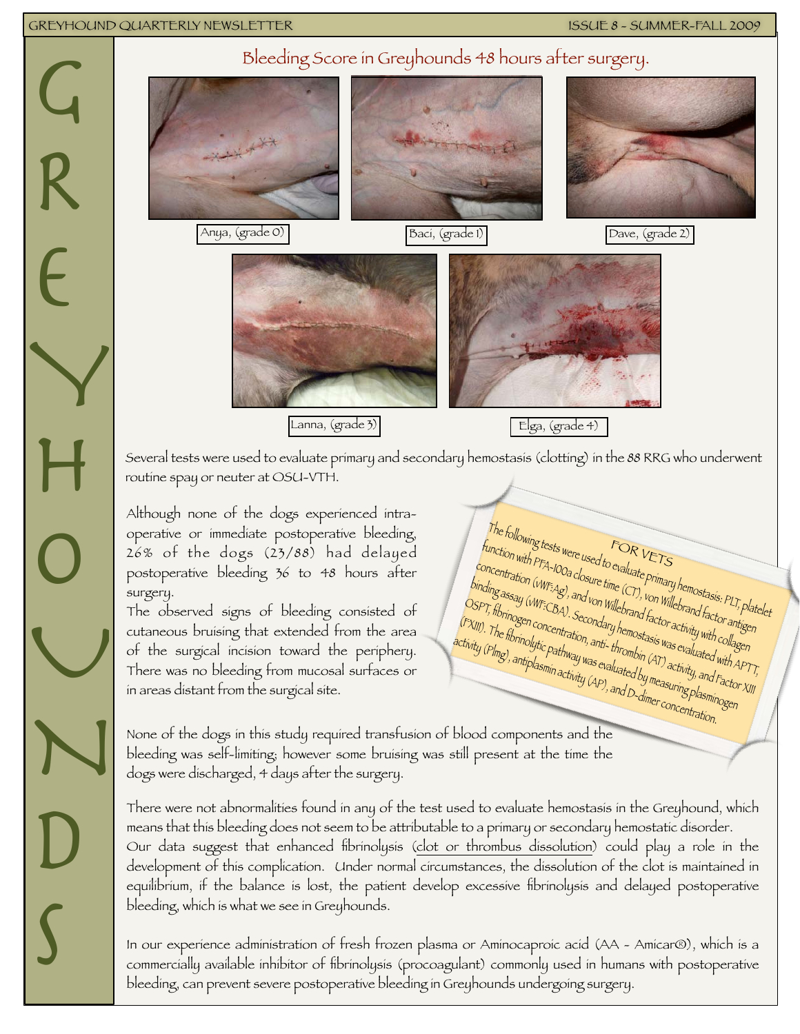## Bleeding Score in Greyhounds 48 hours after surgery.

Anya, (grade 0)

Baci, (grade 1)

Dave, (grade 2)

Lanna, (grade 3)

Elga, (grade 4)

Several tests were used to evaluate primary and secondary hemostasis (clotting) in the 88 RRG who underwent routine spay or neuter at OSU-VTH.

Although none of the dogs experienced intra-operative or immediate postoperative bleeding, 26% of the dogs (23/88) had delayed postoperative bleeding 36 to 48 hours after surgery.

The observed signs of bleeding consisted of cutaneous bruising that extended from the area of the surgical incision toward the periphery. There was no bleeding from mucosal surfaces or in areas distant from the surgical site.

> **FOR VETS**
>
> The following tests were used to evaluate primary hemostasis: PLT, platelet function with PFA-100a closure time (CT), von Willebrand factor antigen concentration (vWF:Ag), and von Willebrand factor activity with collagen binding assay (vWF:CBA). Secondary hemostasis was evaluated with APTT, OSPT, fibrinogen concentration, anti- thrombin (AT) activity, and Factor XIII (FXIII). The fibrinolytic pathway was evaluated by measuring plasminogen activity (Plmg), antiplasmin activity (AP), and D-dimer concentration.

None of the dogs in this study required transfusion of blood components and the bleeding was self-limiting; however some bruising was still present at the time the dogs were discharged, 4 days after the surgery.

There were not abnormalities found in any of the test used to evaluate hemostasis in the Greyhound, which means that this bleeding does not seem to be attributable to a primary or secondary hemostatic disorder. Our data suggest that enhanced fibrinolysis (clot or thrombus dissolution) could play a role in the development of this complication. Under normal circumstances, the dissolution of the clot is maintained in equilibrium, if the balance is lost, the patient develop excessive fibrinolysis and delayed postoperative bleeding, which is what we see in Greyhounds.

In our experience administration of fresh frozen plasma or Aminocaproic acid (AA - Amicar®), which is a commercially available inhibitor of fibrinolysis (procoagulant) commonly used in humans with postoperative bleeding, can prevent severe postoperative bleeding in Greyhounds undergoing surgery.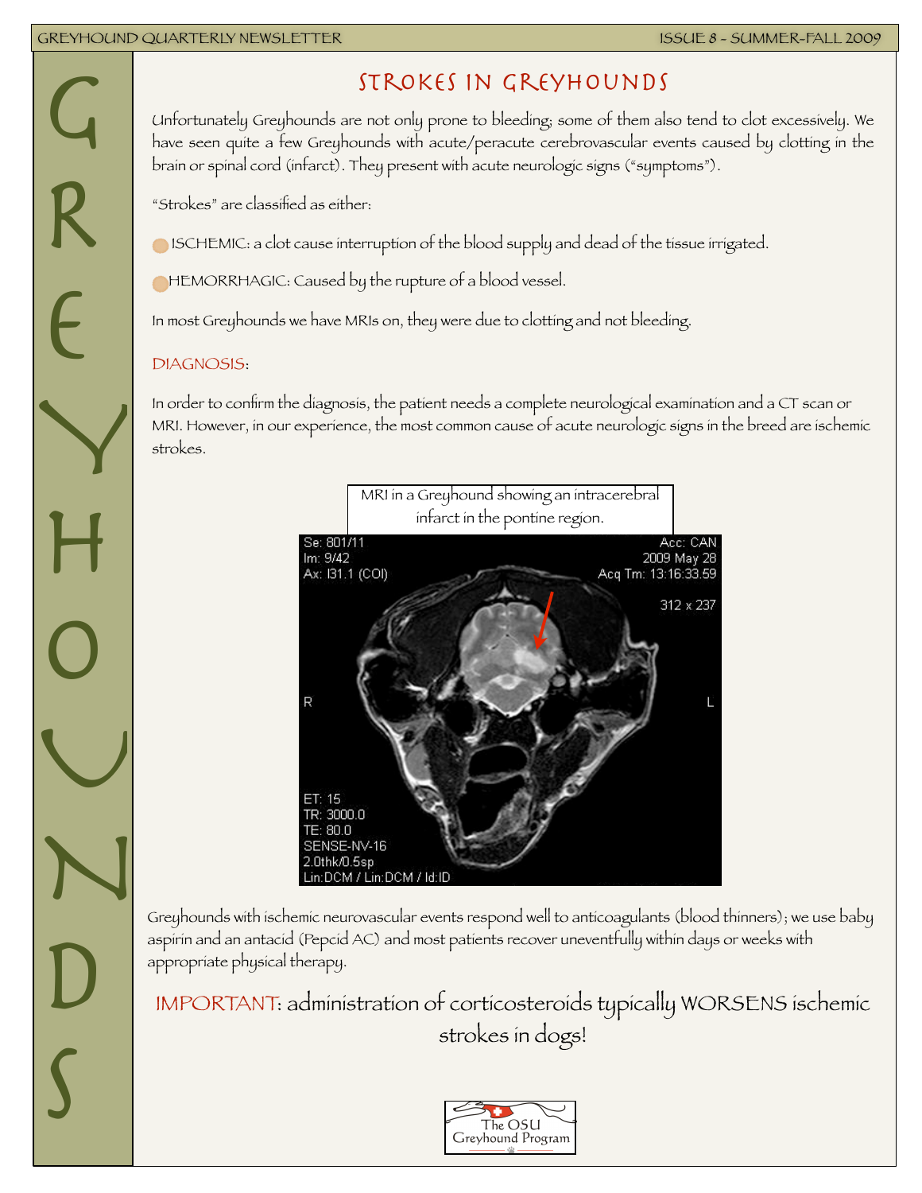# Strokes in Greyhounds

Unfortunately Greyhounds are not only prone to bleeding; some of them also tend to clot excessively. We have seen quite a few Greyhounds with acute/peracute cerebrovascular events caused by clotting in the brain or spinal cord (infarct). They present with acute neurologic signs ("symptoms").

"Strokes" are classified as either:

- ISCHEMIC: a clot cause interruption of the blood supply and dead of the tissue irrigated.
- HEMORRHAGIC: Caused by the rupture of a blood vessel.

In most Greyhounds we have MRIs on, they were due to clotting and not bleeding.

## DIAGNOSIS:

In order to confirm the diagnosis, the patient needs a complete neurological examination and a CT scan or MRI. However, in our experience, the most common cause of acute neurologic signs in the breed are ischemic strokes.

MRI in a Greyhound showing an intracerebral infarct in the pontine region.

Greyhounds with ischemic neurovascular events respond well to anticoagulants (blood thinners); we use baby aspirin and an antacid (Pepcid AC) and most patients recover uneventfully within days or weeks with appropriate physical therapy.

**IMPORTANT: administration of corticosteroids typically WORSENS ischemic strokes in dogs!**

The OSU Greyhound Program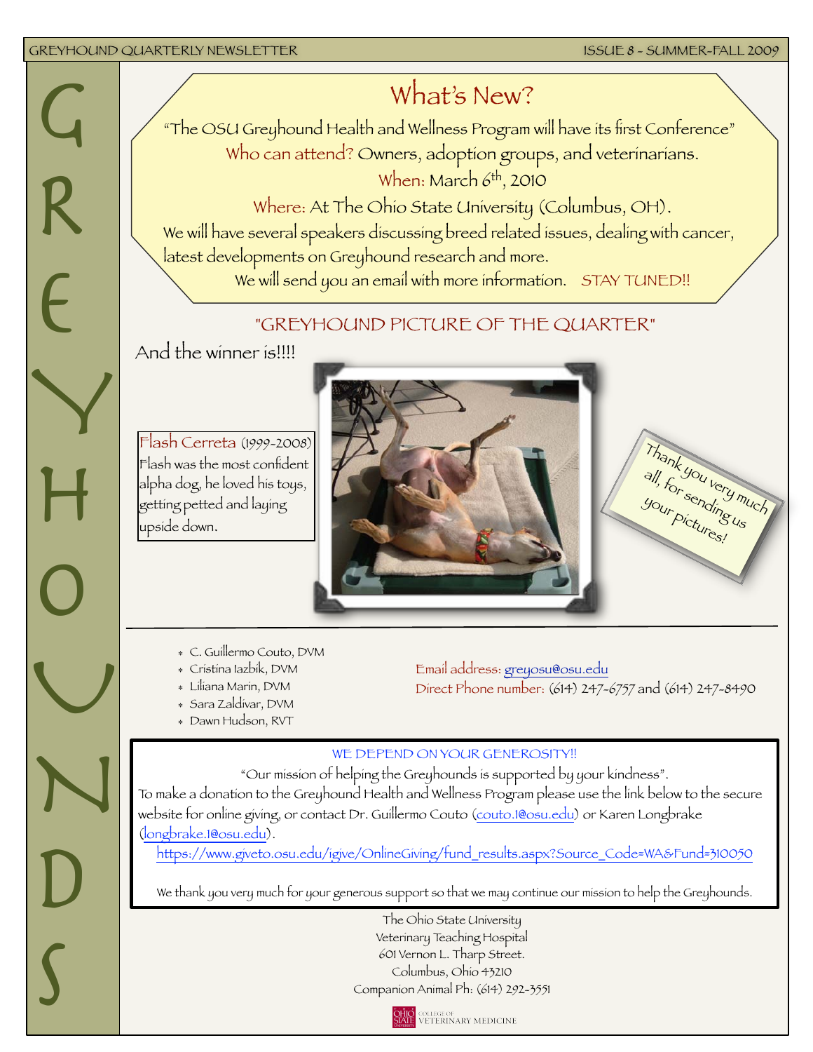# What's New?

"The OSU Greyhound Health and Wellness Program will have its first Conference"

Who can attend? Owners, adoption groups, and veterinarians.

When: March 6th, 2010

Where: At The Ohio State University (Columbus, OH).

We will have several speakers discussing breed related issues, dealing with cancer, latest developments on Greyhound research and more.

We will send you an email with more information. STAY TUNED!!

## "GREYHOUND PICTURE OF THE QUARTER"

And the winner is!!!!

**Flash Cerreta** (1999-2008)
Flash was the most confident alpha dog, he loved his toys, getting petted and laying upside down.

Thank you very much all, for sending us your pictures!

---

- C. Guillermo Couto, DVM
- Cristina Iazbik, DVM
- Liliana Marin, DVM
- Sara Zaldivar, DVM
- Dawn Hudson, RVT

Email address: greyosu@osu.edu

Direct Phone number: (614) 247-6757 and (614) 247-8490

**WE DEPEND ON YOUR GENEROSITY!!**

"Our mission of helping the Greyhounds is supported by your kindness".

To make a donation to the Greyhound Health and Wellness Program please use the link below to the secure website for online giving, or contact Dr. Guillermo Couto (couto.1@osu.edu) or Karen Longbrake (longbrake.1@osu.edu).

https://www.giveto.osu.edu/igive/OnlineGiving/fund_results.aspx?Source_Code=WA&Fund=310050

We thank you very much for your generous support so that we may continue our mission to help the Greyhounds.

The Ohio State University
Veterinary Teaching Hospital
601 Vernon L. Tharp Street.
Columbus, Ohio 43210
Companion Animal Ph: (614) 292-3551

The Ohio State University College of Veterinary Medicine